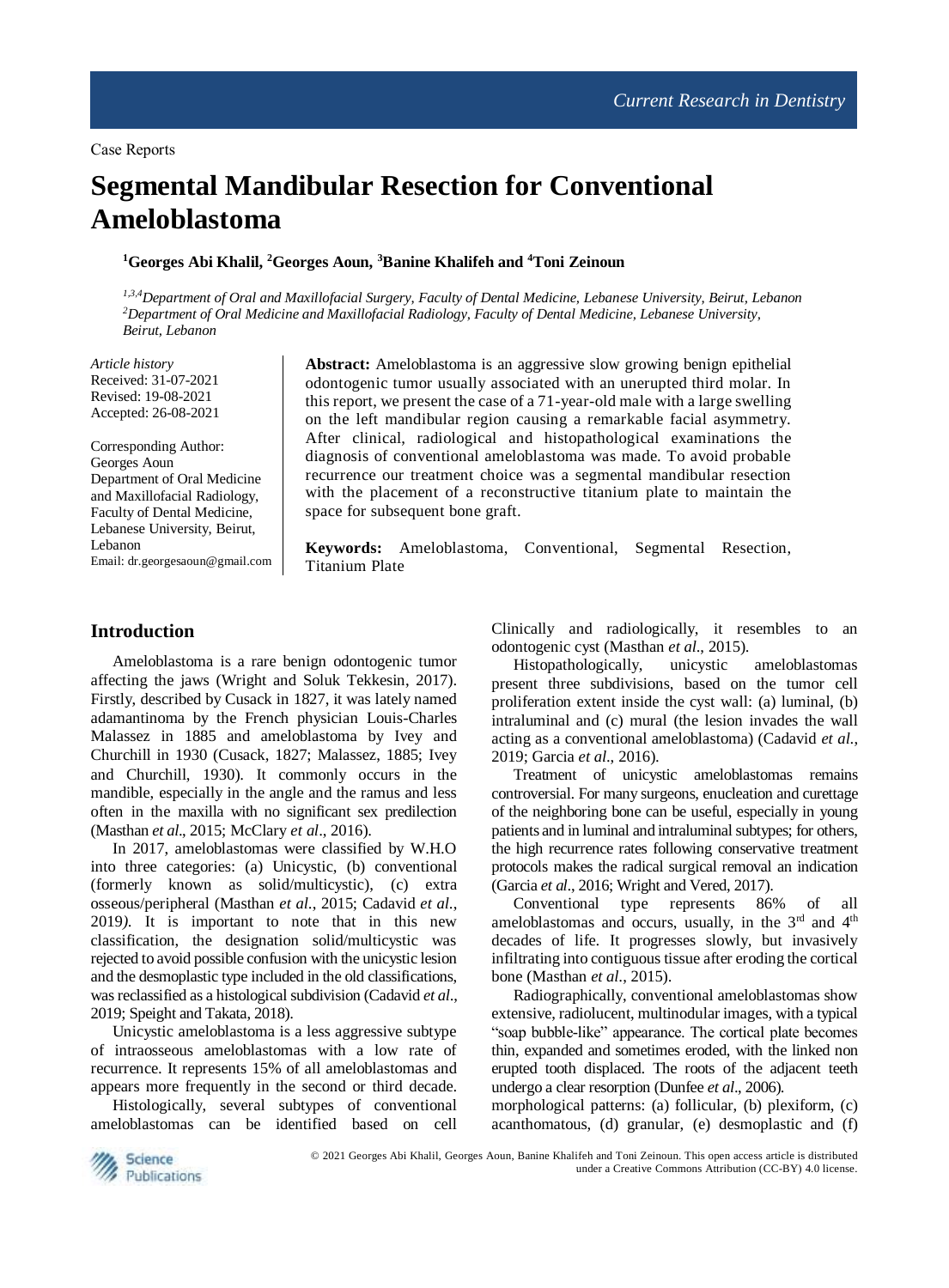Case Reports

# Segmental Mandibular Resection for Conventional Ameloblastoma

**[1]Georges Abi Khalil, [2]Georges Aoun, [3]Banine Khalifeh and [4]Toni Zeinoun**

*[1,3,4]Department of Oral and Maxillofacial Surgery, Faculty of Dental Medicine, Lebanese University, Beirut, Lebanon*
*[2]Department of Oral Medicine and Maxillofacial Radiology, Faculty of Dental Medicine, Lebanese University, Beirut, Lebanon*

*Article history*
Received: 31-07-2021
Revised: 19-08-2021
Accepted: 26-08-2021

Corresponding Author:
Georges Aoun
Department of Oral Medicine and Maxillofacial Radiology, Faculty of Dental Medicine, Lebanese University, Beirut, Lebanon
Email: dr.georgesaoun@gmail.com

**Abstract:** Ameloblastoma is an aggressive slow growing benign epithelial odontogenic tumor usually associated with an unerupted third molar. In this report, we present the case of a 71-year-old male with a large swelling on the left mandibular region causing a remarkable facial asymmetry. After clinical, radiological and histopathological examinations the diagnosis of conventional ameloblastoma was made. To avoid probable recurrence our treatment choice was a segmental mandibular resection with the placement of a reconstructive titanium plate to maintain the space for subsequent bone graft.

**Keywords:** Ameloblastoma, Conventional, Segmental Resection, Titanium Plate

## Introduction

Ameloblastoma is a rare benign odontogenic tumor affecting the jaws (Wright and Soluk Tekkesin, 2017). Firstly, described by Cusack in 1827, it was lately named adamantinoma by the French physician Louis-Charles Malassez in 1885 and ameloblastoma by Ivey and Churchill in 1930 (Cusack, 1827; Malassez, 1885; Ivey and Churchill, 1930). It commonly occurs in the mandible, especially in the angle and the ramus and less often in the maxilla with no significant sex predilection (Masthan *et al*., 2015; McClary *et al*., 2016).

In 2017, ameloblastomas were classified by W.H.O into three categories: (a) Unicystic, (b) conventional (formerly known as solid/multicystic), (c) extra osseous/peripheral (Masthan *et al*., 2015; Cadavid *et al*., 2019). It is important to note that in this new classification, the designation solid/multicystic was rejected to avoid possible confusion with the unicystic lesion and the desmoplastic type included in the old classifications, was reclassified as a histological subdivision (Cadavid *et al*., 2019; Speight and Takata, 2018).

Unicystic ameloblastoma is a less aggressive subtype of intraosseous ameloblastomas with a low rate of recurrence. It represents 15% of all ameloblastomas and appears more frequently in the second or third decade. Clinically and radiologically, it resembles to an odontogenic cyst (Masthan *et al*., 2015).

Histopathologically, unicystic ameloblastomas present three subdivisions, based on the tumor cell proliferation extent inside the cyst wall: (a) luminal, (b) intraluminal and (c) mural (the lesion invades the wall acting as a conventional ameloblastoma) (Cadavid *et al*., 2019; Garcia *et al*., 2016).

Treatment of unicystic ameloblastomas remains controversial. For many surgeons, enucleation and curettage of the neighboring bone can be useful, especially in young patients and in luminal and intraluminal subtypes; for others, the high recurrence rates following conservative treatment protocols makes the radical surgical removal an indication (Garcia *et al*., 2016; Wright and Vered, 2017).

Conventional type represents 86% of all ameloblastomas and occurs, usually, in the 3rd and 4th decades of life. It progresses slowly, but invasively infiltrating into contiguous tissue after eroding the cortical bone (Masthan *et al*., 2015).

Radiographically, conventional ameloblastomas show extensive, radiolucent, multinodular images, with a typical "soap bubble-like" appearance. The cortical plate becomes thin, expanded and sometimes eroded, with the linked non erupted tooth displaced. The roots of the adjacent teeth undergo a clear resorption (Dunfee *et al*., 2006).

Histologically, several subtypes of conventional ameloblastomas can be identified based on cell morphological patterns: (a) follicular, (b) plexiform, (c) acanthomatous, (d) granular, (e) desmoplastic and (f)

© 2021 Georges Abi Khalil, Georges Aoun, Banine Khalifeh and Toni Zeinoun. This open access article is distributed under a Creative Commons Attribution (CC-BY) 4.0 license.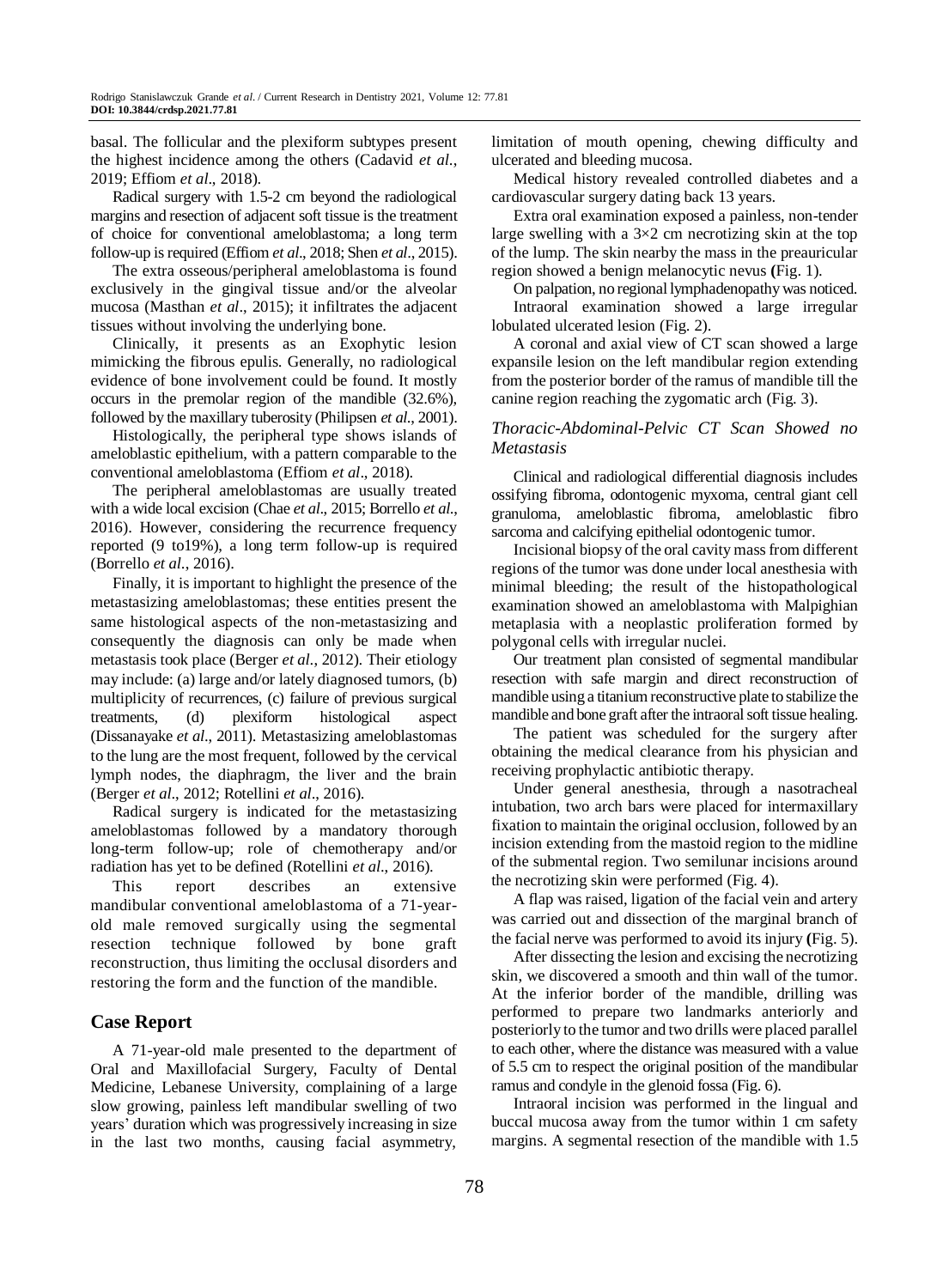basal. The follicular and the plexiform subtypes present the highest incidence among the others (Cadavid *et al*., 2019; Effiom *et al*., 2018).

Radical surgery with 1.5-2 cm beyond the radiological margins and resection of adjacent soft tissue is the treatment of choice for conventional ameloblastoma; a long term follow-up is required (Effiom *et al*., 2018; Shen *et al*., 2015).

The extra osseous/peripheral ameloblastoma is found exclusively in the gingival tissue and/or the alveolar mucosa (Masthan *et al*., 2015); it infiltrates the adjacent tissues without involving the underlying bone.

Clinically, it presents as an Exophytic lesion mimicking the fibrous epulis. Generally, no radiological evidence of bone involvement could be found. It mostly occurs in the premolar region of the mandible (32.6%), followed by the maxillary tuberosity (Philipsen *et al*., 2001).

Histologically, the peripheral type shows islands of ameloblastic epithelium, with a pattern comparable to the conventional ameloblastoma (Effiom *et al*., 2018).

The peripheral ameloblastomas are usually treated with a wide local excision (Chae *et al*., 2015; Borrello *et al*., 2016). However, considering the recurrence frequency reported (9 to19%), a long term follow-up is required (Borrello *et al*., 2016).

Finally, it is important to highlight the presence of the metastasizing ameloblastomas; these entities present the same histological aspects of the non-metastasizing and consequently the diagnosis can only be made when metastasis took place (Berger *et al*., 2012). Their etiology may include: (a) large and/or lately diagnosed tumors, (b) multiplicity of recurrences, (c) failure of previous surgical treatments, (d) plexiform histological aspect (Dissanayake *et al*., 2011). Metastasizing ameloblastomas to the lung are the most frequent, followed by the cervical lymph nodes, the diaphragm, the liver and the brain (Berger *et al*., 2012; Rotellini *et al*., 2016).

Radical surgery is indicated for the metastasizing ameloblastomas followed by a mandatory thorough long-term follow-up; role of chemotherapy and/or radiation has yet to be defined (Rotellini *et al*., 2016).

This report describes an extensive mandibular conventional ameloblastoma of a 71-year-old male removed surgically using the segmental resection technique followed by bone graft reconstruction, thus limiting the occlusal disorders and restoring the form and the function of the mandible.

## Case Report

A 71-year-old male presented to the department of Oral and Maxillofacial Surgery, Faculty of Dental Medicine, Lebanese University, complaining of a large slow growing, painless left mandibular swelling of two years' duration which was progressively increasing in size in the last two months, causing facial asymmetry, limitation of mouth opening, chewing difficulty and ulcerated and bleeding mucosa.

Medical history revealed controlled diabetes and a cardiovascular surgery dating back 13 years.

Extra oral examination exposed a painless, non-tender large swelling with a 3×2 cm necrotizing skin at the top of the lump. The skin nearby the mass in the preauricular region showed a benign melanocytic nevus (Fig. 1).

On palpation, no regional lymphadenopathy was noticed.

Intraoral examination showed a large irregular lobulated ulcerated lesion (Fig. 2).

A coronal and axial view of CT scan showed a large expansile lesion on the left mandibular region extending from the posterior border of the ramus of mandible till the canine region reaching the zygomatic arch (Fig. 3).

### *Thoracic-Abdominal-Pelvic CT Scan Showed no Metastasis*

Clinical and radiological differential diagnosis includes ossifying fibroma, odontogenic myxoma, central giant cell granuloma, ameloblastic fibroma, ameloblastic fibro sarcoma and calcifying epithelial odontogenic tumor.

Incisional biopsy of the oral cavity mass from different regions of the tumor was done under local anesthesia with minimal bleeding; the result of the histopathological examination showed an ameloblastoma with Malpighian metaplasia with a neoplastic proliferation formed by polygonal cells with irregular nuclei.

Our treatment plan consisted of segmental mandibular resection with safe margin and direct reconstruction of mandible using a titanium reconstructive plate to stabilize the mandible and bone graft after the intraoral soft tissue healing.

The patient was scheduled for the surgery after obtaining the medical clearance from his physician and receiving prophylactic antibiotic therapy.

Under general anesthesia, through a nasotracheal intubation, two arch bars were placed for intermaxillary fixation to maintain the original occlusion, followed by an incision extending from the mastoid region to the midline of the submental region. Two semilunar incisions around the necrotizing skin were performed (Fig. 4).

A flap was raised, ligation of the facial vein and artery was carried out and dissection of the marginal branch of the facial nerve was performed to avoid its injury (Fig. 5).

After dissecting the lesion and excising the necrotizing skin, we discovered a smooth and thin wall of the tumor. At the inferior border of the mandible, drilling was performed to prepare two landmarks anteriorly and posteriorly to the tumor and two drills were placed parallel to each other, where the distance was measured with a value of 5.5 cm to respect the original position of the mandibular ramus and condyle in the glenoid fossa (Fig. 6).

Intraoral incision was performed in the lingual and buccal mucosa away from the tumor within 1 cm safety margins. A segmental resection of the mandible with 1.5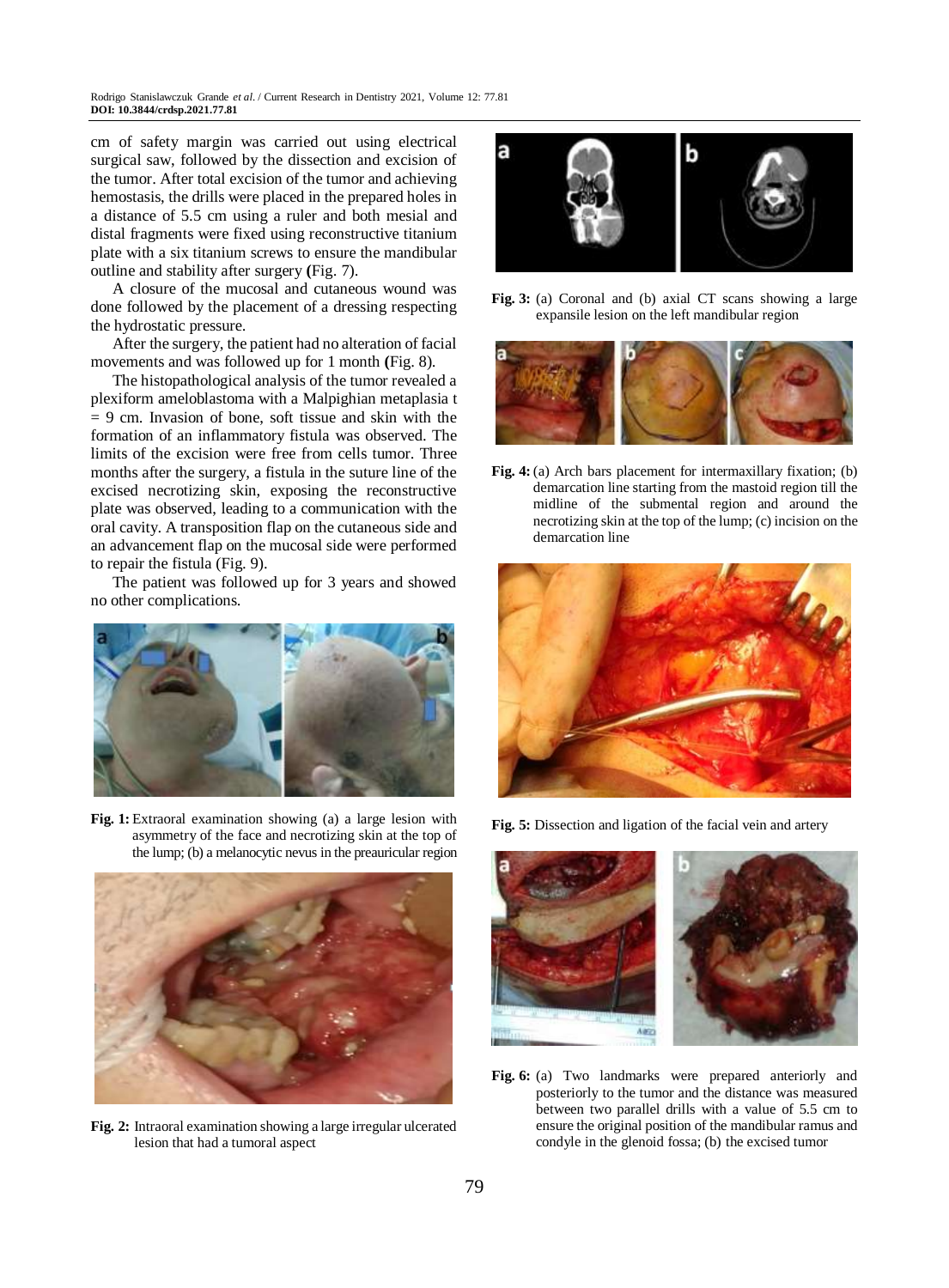cm of safety margin was carried out using electrical surgical saw, followed by the dissection and excision of the tumor. After total excision of the tumor and achieving hemostasis, the drills were placed in the prepared holes in a distance of 5.5 cm using a ruler and both mesial and distal fragments were fixed using reconstructive titanium plate with a six titanium screws to ensure the mandibular outline and stability after surgery **(**Fig. 7).

A closure of the mucosal and cutaneous wound was done followed by the placement of a dressing respecting the hydrostatic pressure.

After the surgery, the patient had no alteration of facial movements and was followed up for 1 month **(**Fig. 8).

The histopathological analysis of the tumor revealed a plexiform ameloblastoma with a Malpighian metaplasia t = 9 cm. Invasion of bone, soft tissue and skin with the formation of an inflammatory fistula was observed. The limits of the excision were free from cells tumor. Three months after the surgery, a fistula in the suture line of the excised necrotizing skin, exposing the reconstructive plate was observed, leading to a communication with the oral cavity. A transposition flap on the cutaneous side and an advancement flap on the mucosal side were performed to repair the fistula (Fig. 9).

The patient was followed up for 3 years and showed no other complications.

**Fig. 1:** Extraoral examination showing (a) a large lesion with asymmetry of the face and necrotizing skin at the top of the lump; (b) a melanocytic nevus in the preauricular region

**Fig. 2:** Intraoral examination showing a large irregular ulcerated lesion that had a tumoral aspect

**Fig. 3:** (a) Coronal and (b) axial CT scans showing a large expansile lesion on the left mandibular region

**Fig. 4:** (a) Arch bars placement for intermaxillary fixation; (b) demarcation line starting from the mastoid region till the midline of the submental region and around the necrotizing skin at the top of the lump; (c) incision on the demarcation line

**Fig. 5:** Dissection and ligation of the facial vein and artery

**Fig. 6:** (a) Two landmarks were prepared anteriorly and posteriorly to the tumor and the distance was measured between two parallel drills with a value of 5.5 cm to ensure the original position of the mandibular ramus and condyle in the glenoid fossa; (b) the excised tumor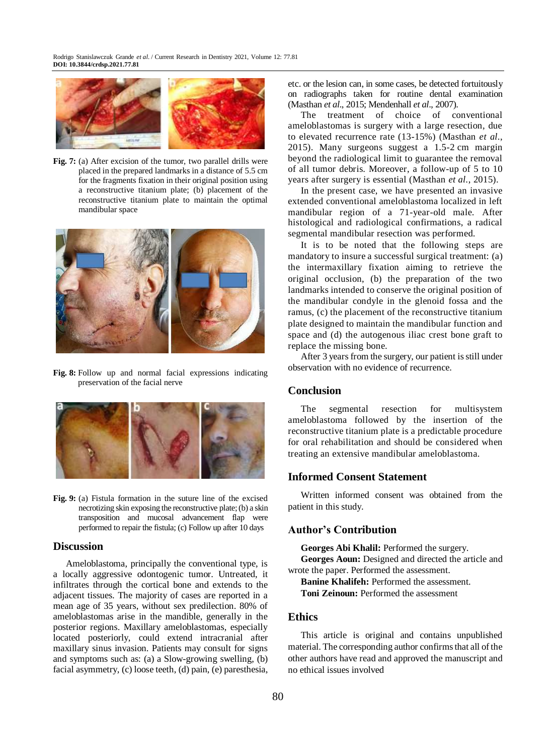**Fig. 7:** (a) After excision of the tumor, two parallel drills were placed in the prepared landmarks in a distance of 5.5 cm for the fragments fixation in their original position using a reconstructive titanium plate; (b) placement of the reconstructive titanium plate to maintain the optimal mandibular space

**Fig. 8:** Follow up and normal facial expressions indicating preservation of the facial nerve

**Fig. 9:** (a) Fistula formation in the suture line of the excised necrotizing skin exposing the reconstructive plate; (b) a skin transposition and mucosal advancement flap were performed to repair the fistula; (c) Follow up after 10 days

## Discussion

Ameloblastoma, principally the conventional type, is a locally aggressive odontogenic tumor. Untreated, it infiltrates through the cortical bone and extends to the adjacent tissues. The majority of cases are reported in a mean age of 35 years, without sex predilection. 80% of ameloblastomas arise in the mandible, generally in the posterior regions. Maxillary ameloblastomas, especially located posteriorly, could extend intracranial after maxillary sinus invasion. Patients may consult for signs and symptoms such as: (a) a Slow-growing swelling, (b) facial asymmetry, (c) loose teeth, (d) pain, (e) paresthesia, etc. or the lesion can, in some cases, be detected fortuitously on radiographs taken for routine dental examination (Masthan *et al*., 2015; Mendenhall *et al*., 2007).

The treatment of choice of conventional ameloblastomas is surgery with a large resection, due to elevated recurrence rate (13-15%) (Masthan *et al*., 2015). Many surgeons suggest a 1.5-2 cm margin beyond the radiological limit to guarantee the removal of all tumor debris. Moreover, a follow-up of 5 to 10 years after surgery is essential (Masthan *et al*., 2015).

In the present case, we have presented an invasive extended conventional ameloblastoma localized in left mandibular region of a 71-year-old male. After histological and radiological confirmations, a radical segmental mandibular resection was performed.

It is to be noted that the following steps are mandatory to insure a successful surgical treatment: (a) the intermaxillary fixation aiming to retrieve the original occlusion, (b) the preparation of the two landmarks intended to conserve the original position of the mandibular condyle in the glenoid fossa and the ramus, (c) the placement of the reconstructive titanium plate designed to maintain the mandibular function and space and (d) the autogenous iliac crest bone graft to replace the missing bone.

After 3 years from the surgery, our patient is still under observation with no evidence of recurrence.

## Conclusion

The segmental resection for multisystem ameloblastoma followed by the insertion of the reconstructive titanium plate is a predictable procedure for oral rehabilitation and should be considered when treating an extensive mandibular ameloblastoma.

## Informed Consent Statement

Written informed consent was obtained from the patient in this study.

## Author's Contribution

**Georges Abi Khalil:** Performed the surgery.

**Georges Aoun:** Designed and directed the article and wrote the paper. Performed the assessment.

**Banine Khalifeh:** Performed the assessment.

**Toni Zeinoun:** Performed the assessment

## Ethics

This article is original and contains unpublished material. The corresponding author confirms that all of the other authors have read and approved the manuscript and no ethical issues involved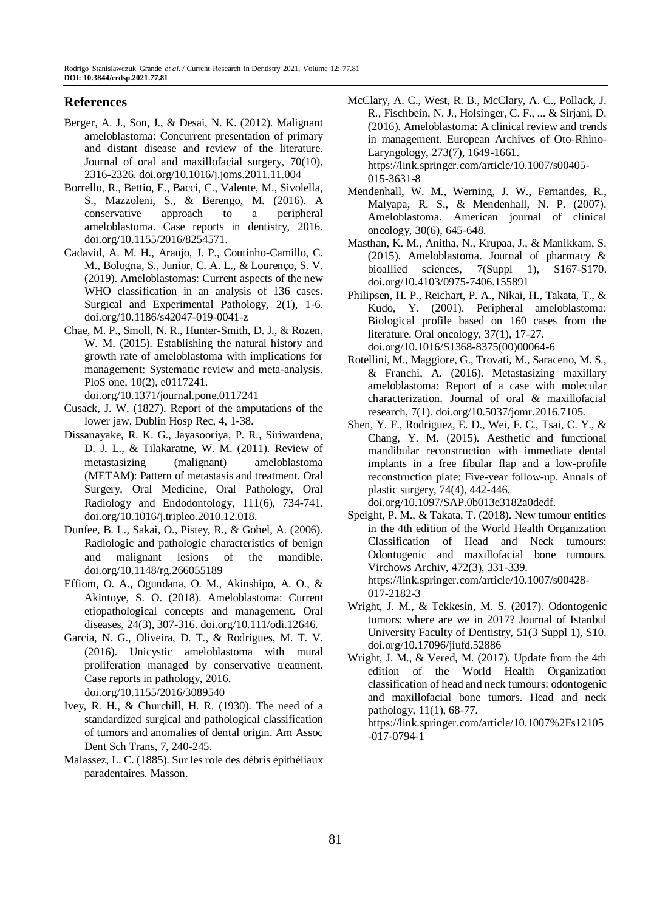## References

Berger, A. J., Son, J., & Desai, N. K. (2012). Malignant ameloblastoma: Concurrent presentation of primary and distant disease and review of the literature. Journal of oral and maxillofacial surgery, 70(10), 2316-2326. doi.org/10.1016/j.joms.2011.11.004

Borrello, R., Bettio, E., Bacci, C., Valente, M., Sivolella, S., Mazzoleni, S., & Berengo, M. (2016). A conservative approach to a peripheral ameloblastoma. Case reports in dentistry, 2016. doi.org/10.1155/2016/8254571.

Cadavid, A. M. H., Araujo, J. P., Coutinho-Camillo, C. M., Bologna, S., Junior, C. A. L., & Lourenço, S. V. (2019). Ameloblastomas: Current aspects of the new WHO classification in an analysis of 136 cases. Surgical and Experimental Pathology, 2(1), 1-6. doi.org/10.1186/s42047-019-0041-z

Chae, M. P., Smoll, N. R., Hunter-Smith, D. J., & Rozen, W. M. (2015). Establishing the natural history and growth rate of ameloblastoma with implications for management: Systematic review and meta-analysis. PloS one, 10(2), e0117241. doi.org/10.1371/journal.pone.0117241

Cusack, J. W. (1827). Report of the amputations of the lower jaw. Dublin Hosp Rec, 4, 1-38.

Dissanayake, R. K. G., Jayasooriya, P. R., Siriwardena, D. J. L., & Tilakaratne, W. M. (2011). Review of metastasizing (malignant) ameloblastoma (METAM): Pattern of metastasis and treatment. Oral Surgery, Oral Medicine, Oral Pathology, Oral Radiology and Endodontology, 111(6), 734-741. doi.org/10.1016/j.tripleo.2010.12.018.

Dunfee, B. L., Sakai, O., Pistey, R., & Gohel, A. (2006). Radiologic and pathologic characteristics of benign and malignant lesions of the mandible. doi.org/10.1148/rg.266055189

Effiom, O. A., Ogundana, O. M., Akinshipo, A. O., & Akintoye, S. O. (2018). Ameloblastoma: Current etiopathological concepts and management. Oral diseases, 24(3), 307-316. doi.org/10.111/odi.12646.

Garcia, N. G., Oliveira, D. T., & Rodrigues, M. T. V. (2016). Unicystic ameloblastoma with mural proliferation managed by conservative treatment. Case reports in pathology, 2016. doi.org/10.1155/2016/3089540

Ivey, R. H., & Churchill, H. R. (1930). The need of a standardized surgical and pathological classification of tumors and anomalies of dental origin. Am Assoc Dent Sch Trans, 7, 240-245.

Malassez, L. C. (1885). Sur les role des débris épithéliaux paradentaires. Masson.

McClary, A. C., West, R. B., McClary, A. C., Pollack, J. R., Fischbein, N. J., Holsinger, C. F., ... & Sirjani, D. (2016). Ameloblastoma: A clinical review and trends in management. European Archives of Oto-Rhino-Laryngology, 273(7), 1649-1661. https://link.springer.com/article/10.1007/s00405-015-3631-8

Mendenhall, W. M., Werning, J. W., Fernandes, R., Malyapa, R. S., & Mendenhall, N. P. (2007). Ameloblastoma. American journal of clinical oncology, 30(6), 645-648.

Masthan, K. M., Anitha, N., Krupaa, J., & Manikkam, S. (2015). Ameloblastoma. Journal of pharmacy & bioallied sciences, 7(Suppl 1), S167-S170. doi.org/10.4103/0975-7406.155891

Philipsen, H. P., Reichart, P. A., Nikai, H., Takata, T., & Kudo, Y. (2001). Peripheral ameloblastoma: Biological profile based on 160 cases from the literature. Oral oncology, 37(1), 17-27. doi.org/10.1016/S1368-8375(00)00064-6

Rotellini, M., Maggiore, G., Trovati, M., Saraceno, M. S., & Franchi, A. (2016). Metastasizing maxillary ameloblastoma: Report of a case with molecular characterization. Journal of oral & maxillofacial research, 7(1). doi.org/10.5037/jomr.2016.7105.

Shen, Y. F., Rodriguez, E. D., Wei, F. C., Tsai, C. Y., & Chang, Y. M. (2015). Aesthetic and functional mandibular reconstruction with immediate dental implants in a free fibular flap and a low-profile reconstruction plate: Five-year follow-up. Annals of plastic surgery, 74(4), 442-446. doi.org/10.1097/SAP.0b013e3182a0dedf.

Speight, P. M., & Takata, T. (2018). New tumour entities in the 4th edition of the World Health Organization Classification of Head and Neck tumours: Odontogenic and maxillofacial bone tumours. Virchows Archiv, 472(3), 331-339. https://link.springer.com/article/10.1007/s00428-017-2182-3

Wright, J. M., & Tekkesin, M. S. (2017). Odontogenic tumors: where are we in 2017? Journal of Istanbul University Faculty of Dentistry, 51(3 Suppl 1), S10. doi.org/10.17096/jiufd.52886

Wright, J. M., & Vered, M. (2017). Update from the 4th edition of the World Health Organization classification of head and neck tumours: odontogenic and maxillofacial bone tumors. Head and neck pathology, 11(1), 68-77. https://link.springer.com/article/10.1007%2Fs12105-017-0794-1